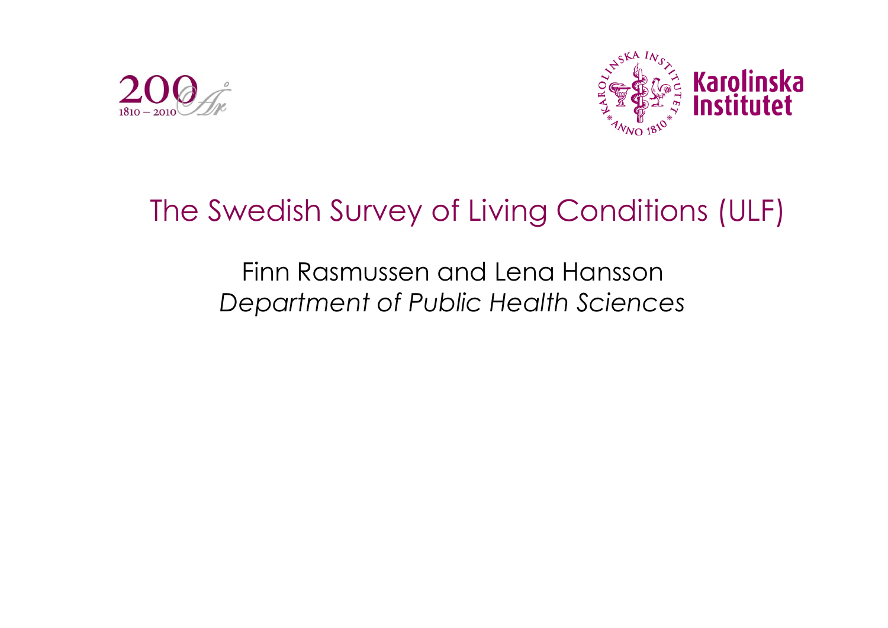# The Swedish Survey of Living Conditions (ULF)

Finn Rasmussen and Lena Hansson

*Department of Public Health Sciences*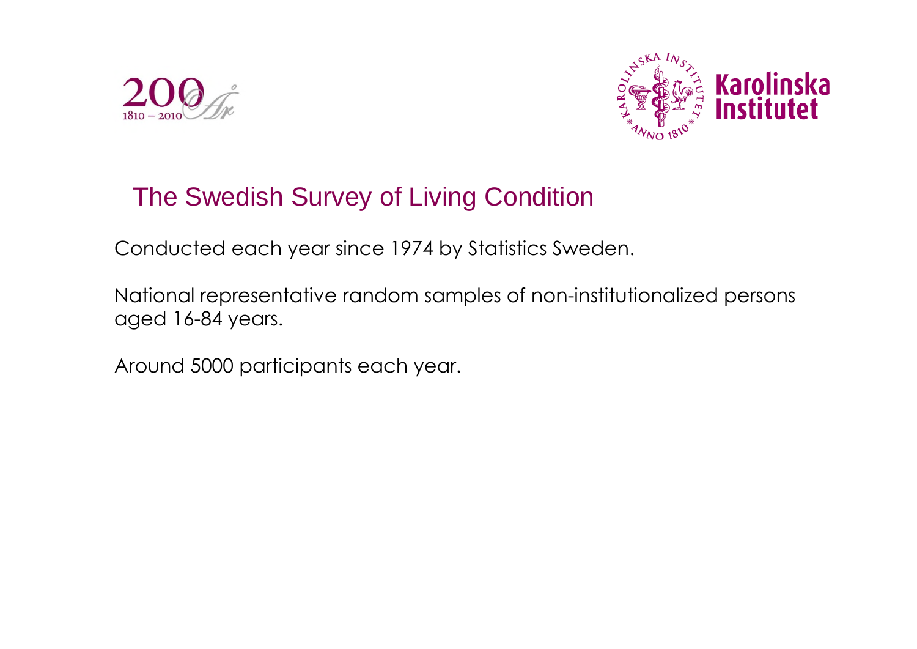# The Swedish Survey of Living Condition

Conducted each year since 1974 by Statistics Sweden.

National representative random samples of non-institutionalized persons aged 16-84 years.

Around 5000 participants each year.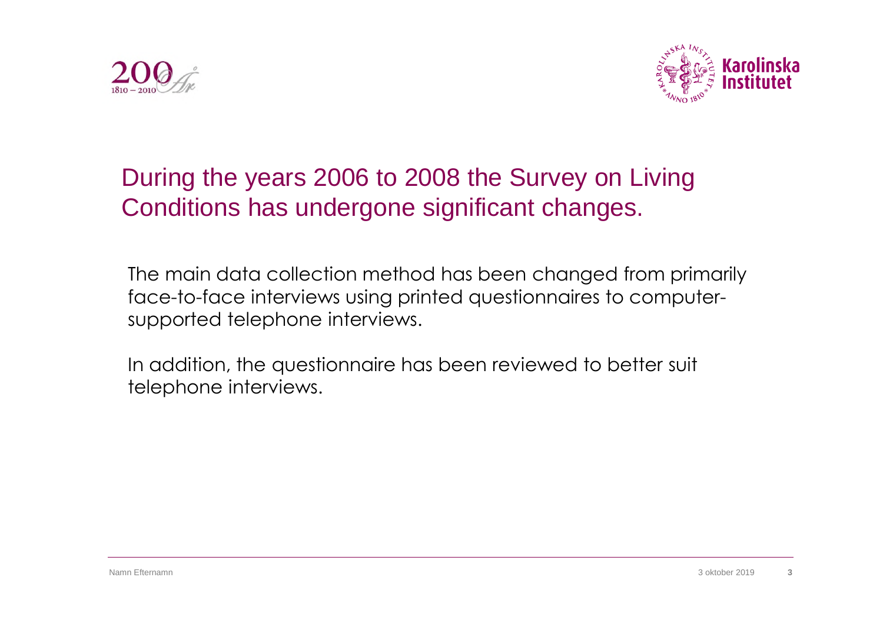# During the years 2006 to 2008 the Survey on Living Conditions has undergone significant changes.

The main data collection method has been changed from primarily face-to-face interviews using printed questionnaires to computer-supported telephone interviews.

In addition, the questionnaire has been reviewed to better suit telephone interviews.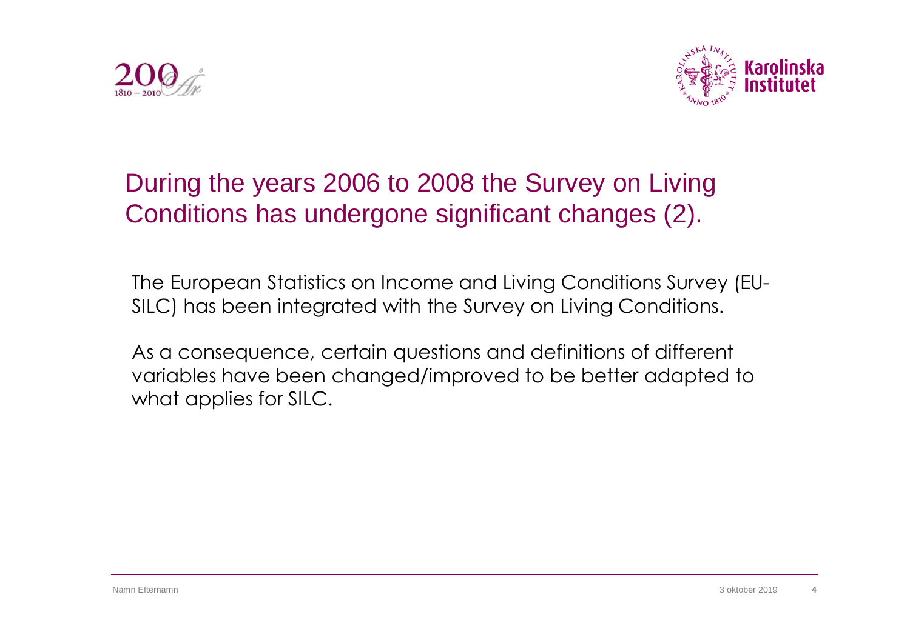# During the years 2006 to 2008 the Survey on Living Conditions has undergone significant changes (2).

The European Statistics on Income and Living Conditions Survey (EU-SILC) has been integrated with the Survey on Living Conditions.

As a consequence, certain questions and definitions of different variables have been changed/improved to be better adapted to what applies for SILC.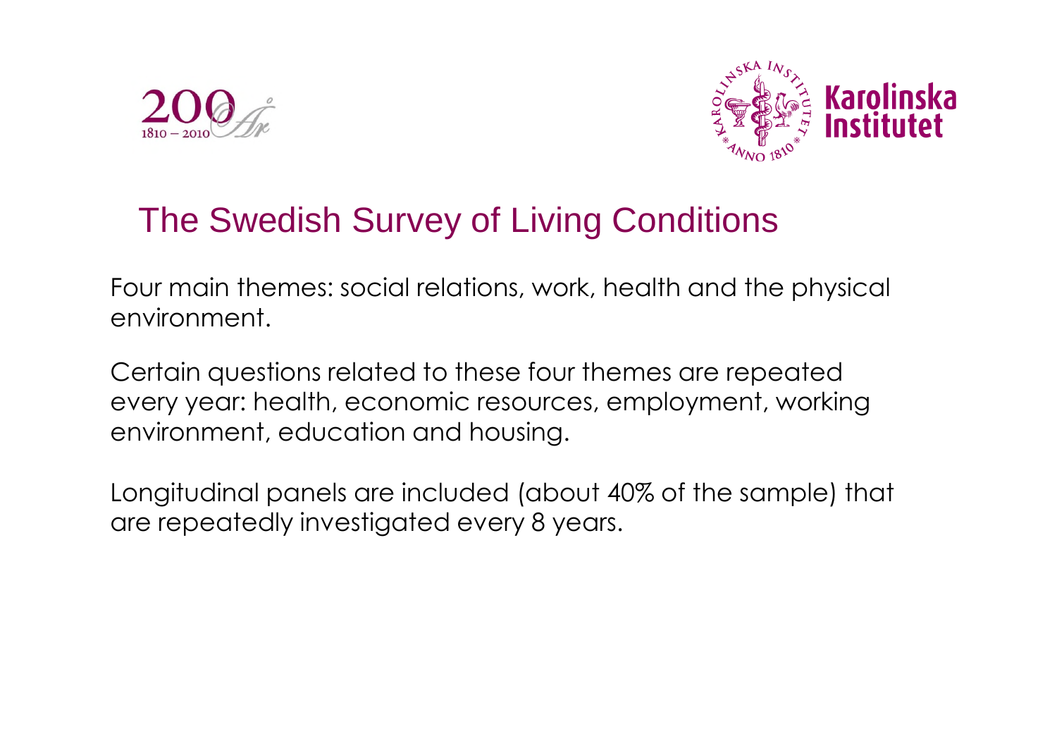## The Swedish Survey of Living Conditions

Four main themes: social relations, work, health and the physical environment.

Certain questions related to these four themes are repeated every year: health, economic resources, employment, working environment, education and housing.

Longitudinal panels are included (about 40% of the sample) that are repeatedly investigated every 8 years.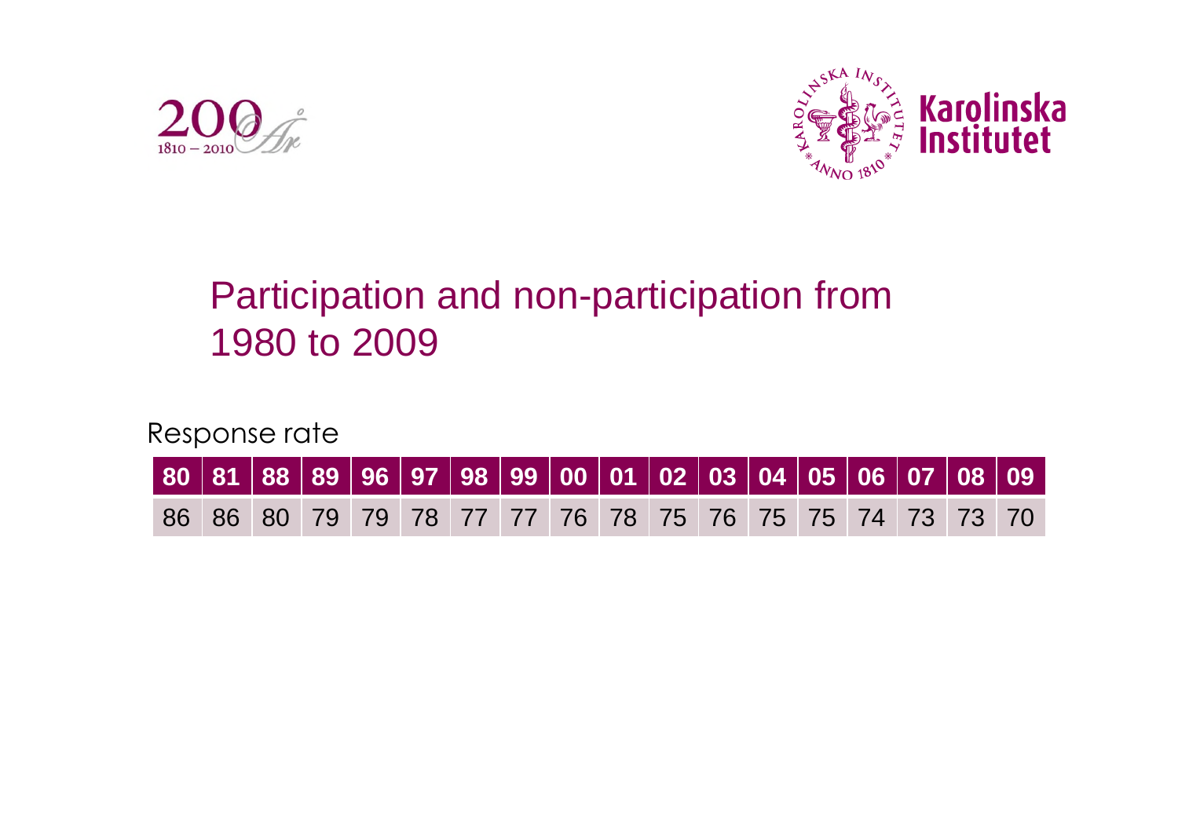# Participation and non-participation from 1980 to 2009

Response rate

| 80 | 81 | 88 | 89 | 96 | 97 | 98 | 99 | 00 | 01 | 02 | 03 | 04 | 05 | 06 | 07 | 08 | 09 |
|---|---|---|---|---|---|---|---|---|---|---|---|---|---|---|---|---|---|
| 86 | 86 | 80 | 79 | 79 | 78 | 77 | 77 | 76 | 78 | 75 | 76 | 75 | 75 | 74 | 73 | 73 | 70 |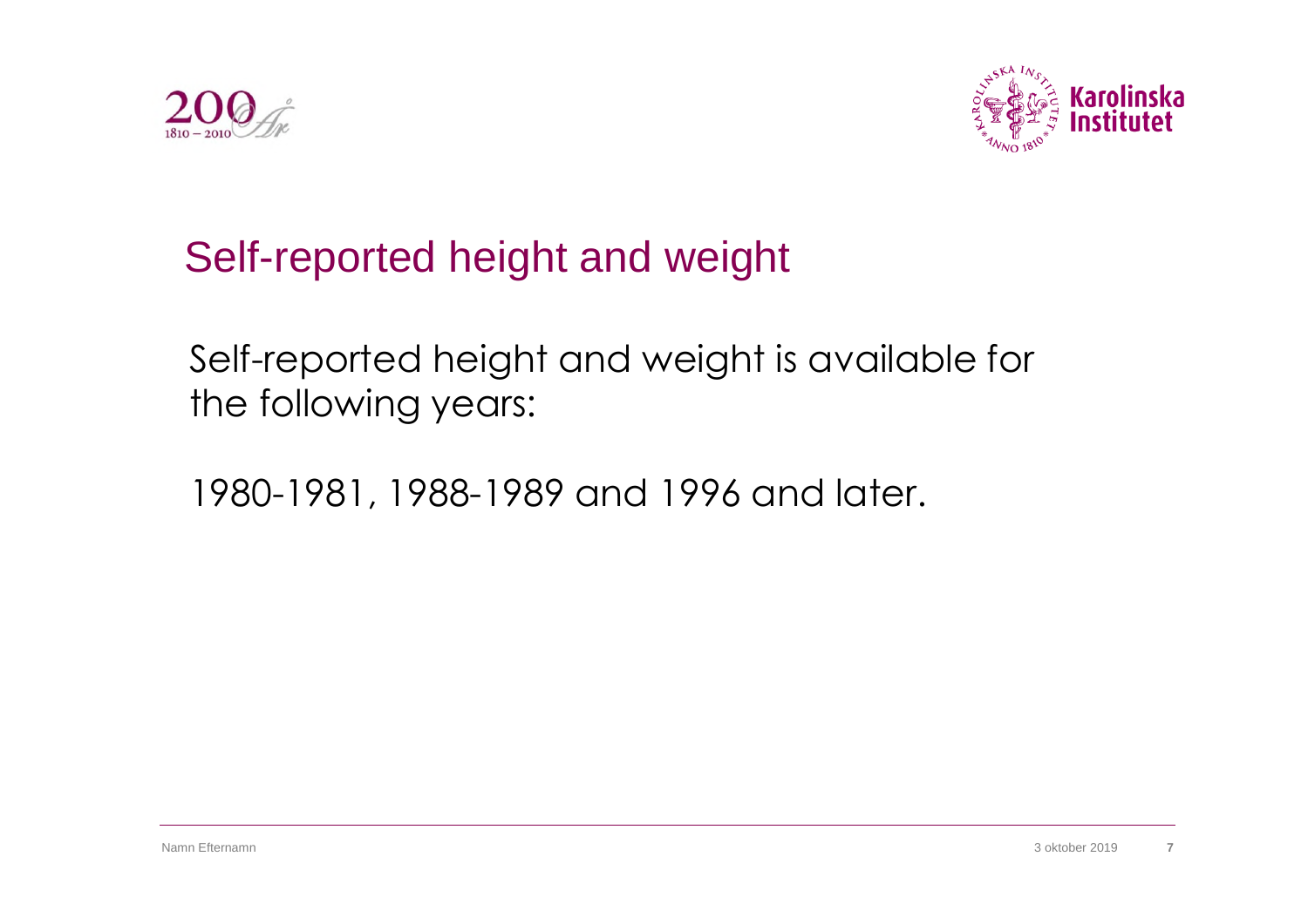# Self-reported height and weight

Self-reported height and weight is available for the following years:

1980-1981, 1988-1989 and 1996 and later.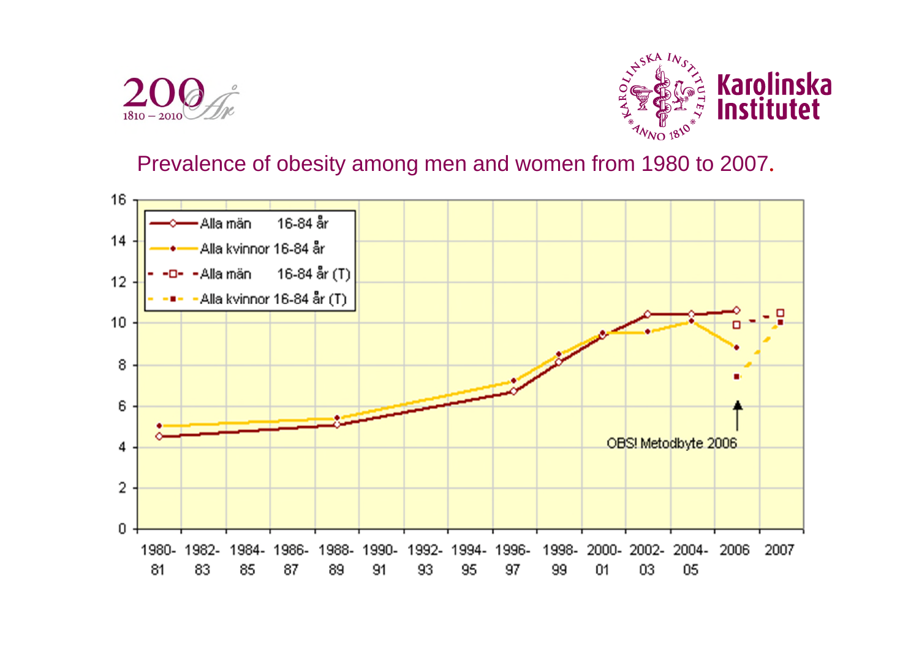Prevalence of obesity among men and women from 1980 to 2007.

Alla män 16-84 år

Alla kvinnor 16-84 år

Alla män 16-84 år (T)

Alla kvinnor 16-84 år (T)

OBS! Metodbyte 2006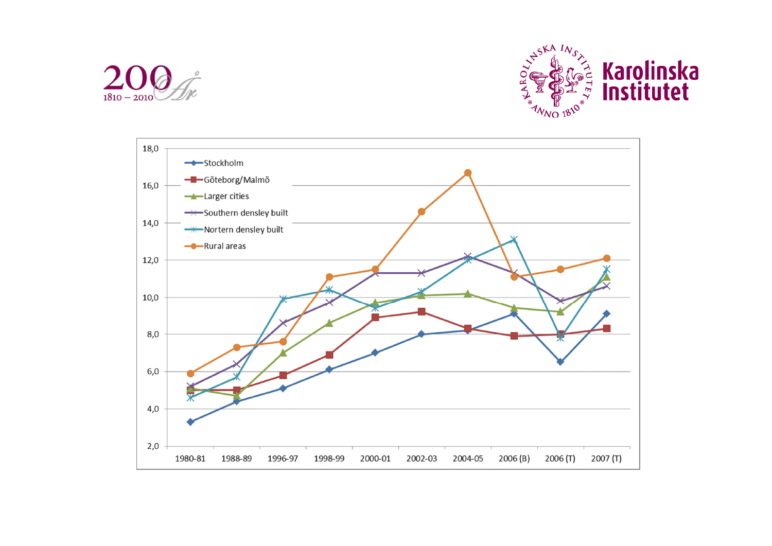200 1810 – 2010 År

Karolinska Institutet

| | 1980-81 | 1988-89 | 1996-97 | 1998-99 | 2000-01 | 2002-03 | 2004-05 | 2006 (B) | 2006 (T) | 2007 (T) |
|---|---|---|---|---|---|---|---|---|---|---|
| Stockholm | 3,3 | 4,4 | 5,1 | 6,1 | 7,0 | 8,0 | 8,2 | 9,1 | 6,5 | 9,1 |
| Göteborg/Malmö | 5,0 | 5,0 | 5,8 | 6,9 | 8,9 | 9,2 | 8,3 | 7,9 | 8,0 | 8,3 |
| Larger cities | 5,0 | 4,7 | 7,0 | 8,6 | 9,7 | 10,1 | 10,2 | 9,4 | 9,2 | 11,1 |
| Southern densley built | 5,2 | 6,4 | 8,6 | 9,7 | 11,3 | 11,3 | 12,2 | 11,3 | 9,8 | 10,6 |
| Nortern densley built | 4,6 | 5,7 | 9,9 | 10,4 | 9,4 | 10,3 | 12,0 | 13,1 | 7,8 | 11,5 |
| Rural areas | 5,9 | 7,3 | 7,6 | 11,1 | 11,5 | 14,6 | 16,7 | 11,1 | 11,5 | 12,1 |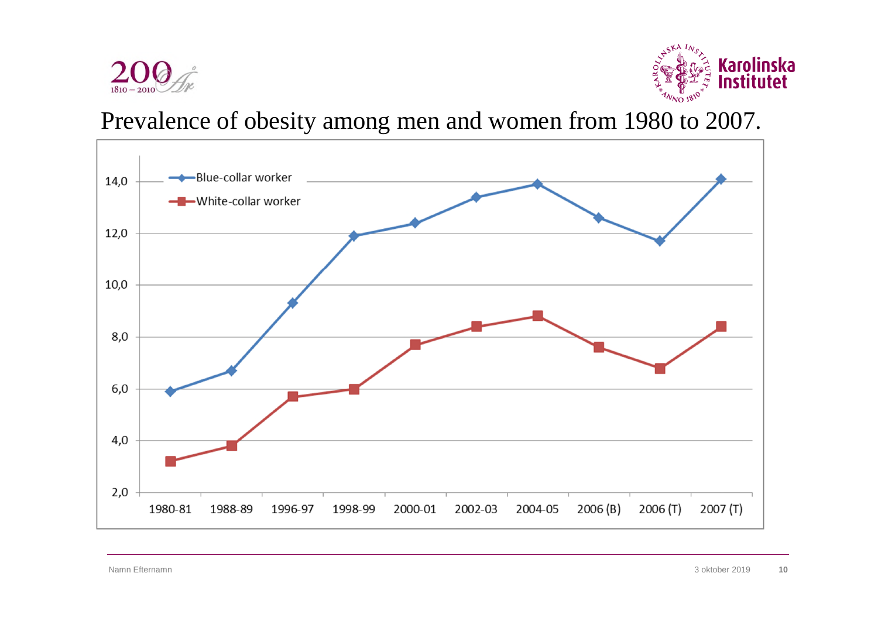# Prevalence of obesity among men and women from 1980 to 2007.

| | 1980-81 | 1988-89 | 1996-97 | 1998-99 | 2000-01 | 2002-03 | 2004-05 | 2006 (B) | 2006 (T) | 2007 (T) |
|---|---|---|---|---|---|---|---|---|---|---|
| Blue-collar worker | 5,9 | 6,7 | 9,3 | 11,9 | 12,4 | 13,4 | 13,9 | 12,6 | 11,7 | 14,1 |
| White-collar worker | 3,2 | 3,8 | 5,7 | 6,0 | 7,7 | 8,4 | 8,8 | 7,6 | 6,8 | 8,4 |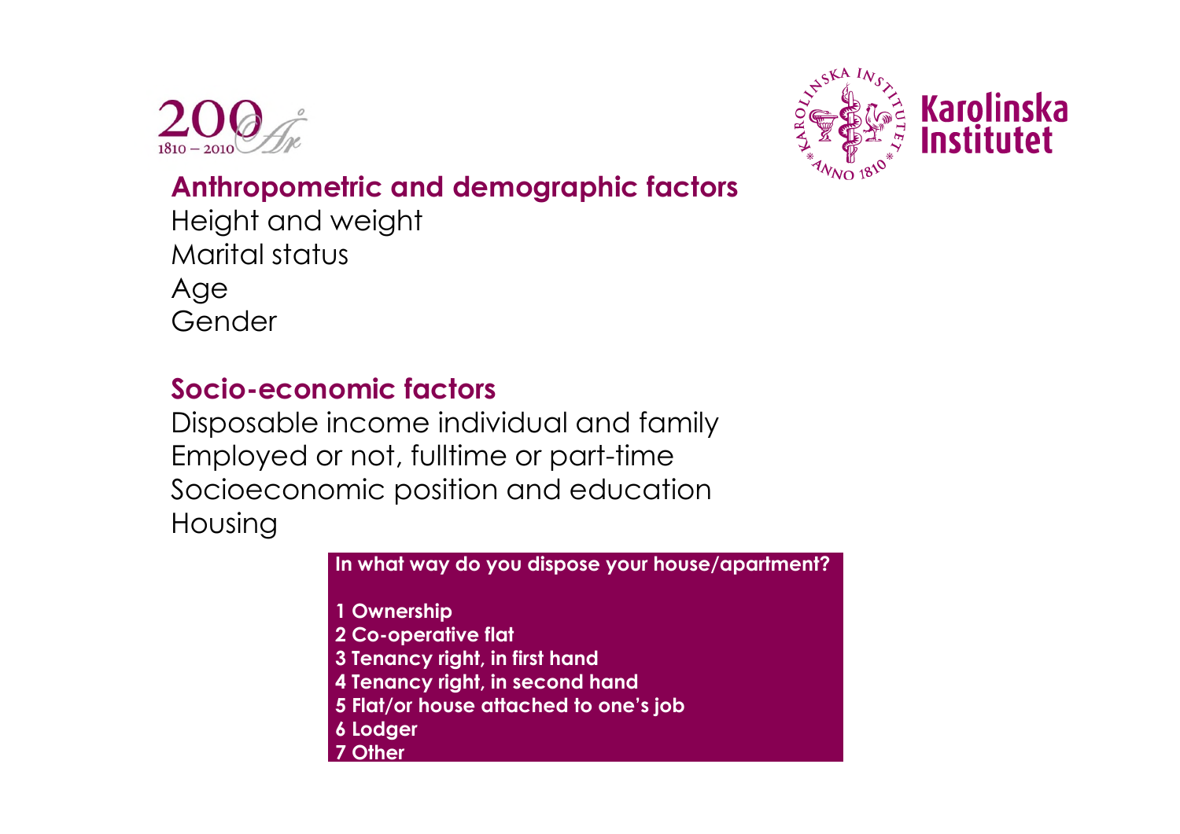## Anthropometric and demographic factors

Height and weight
Marital status
Age
Gender

## Socio-economic factors

Disposable income individual and family
Employed or not, fulltime or part-time
Socioeconomic position and education
Housing

**In what way do you dispose your house/apartment?**

**1 Ownership**
**2 Co-operative flat**
**3 Tenancy right, in first hand**
**4 Tenancy right, in second hand**
**5 Flat/or house attached to one's job**
**6 Lodger**
**7 Other**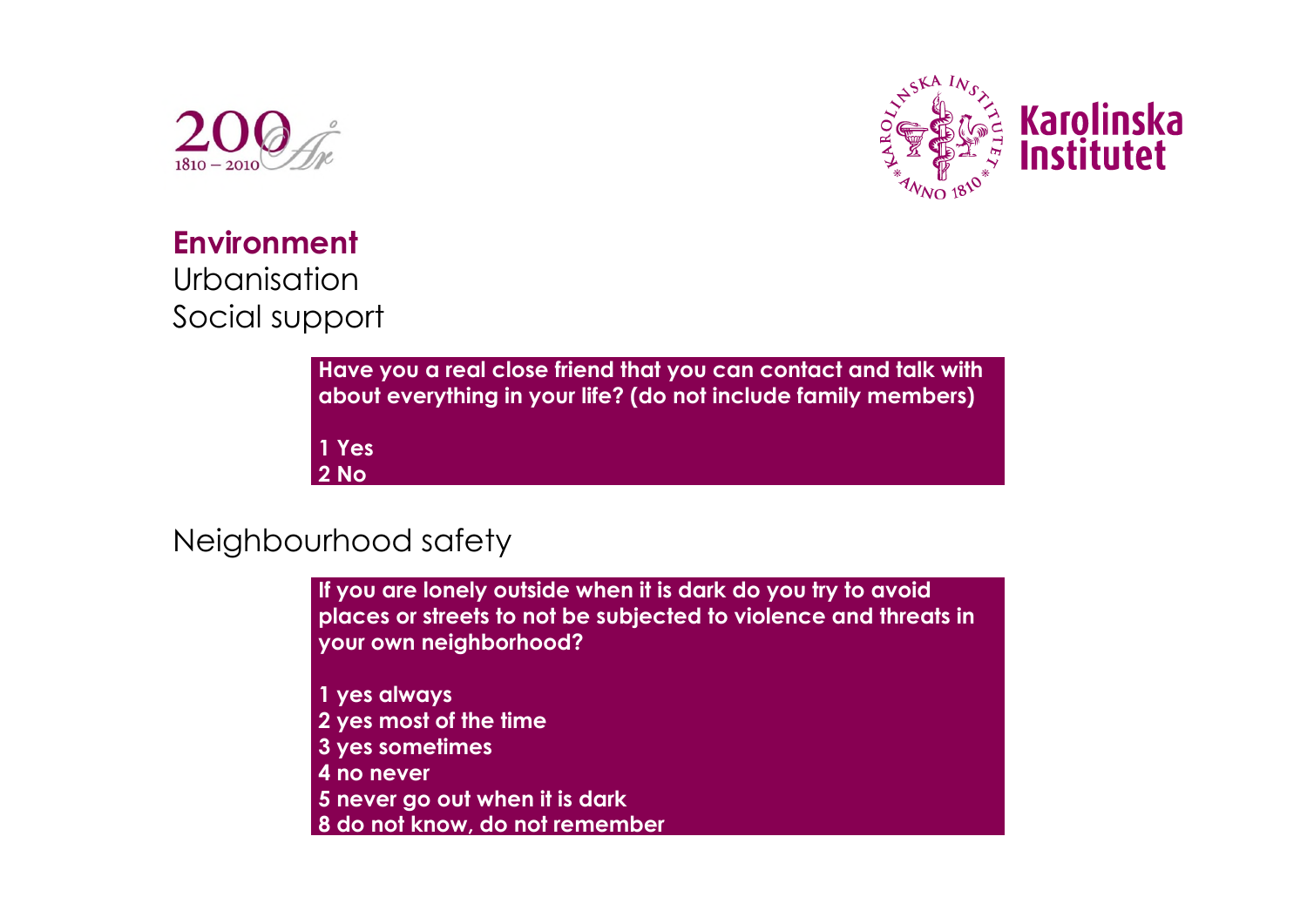## Environment

Urbanisation

Social support

**Have you a real close friend that you can contact and talk with about everything in your life? (do not include family members)**

**1 Yes**
**2 No**

Neighbourhood safety

**If you are lonely outside when it is dark do you try to avoid places or streets to not be subjected to violence and threats in your own neighborhood?**

**1 yes always**
**2 yes most of the time**
**3 yes sometimes**
**4 no never**
**5 never go out when it is dark**
**8 do not know, do not remember**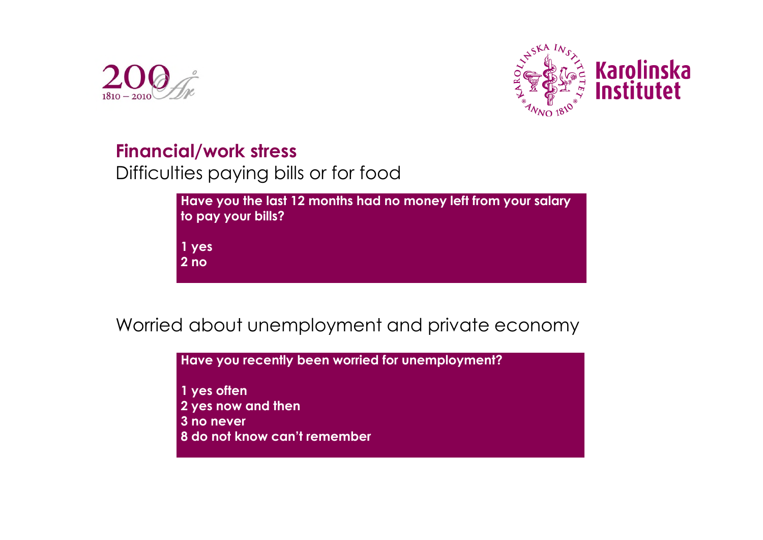## Financial/work stress

Difficulties paying bills or for food

**Have you the last 12 months had no money left from your salary to pay your bills?**

**1 yes**
**2 no**

Worried about unemployment and private economy

**Have you recently been worried for unemployment?**

**1 yes often**
**2 yes now and then**
**3 no never**
**8 do not know can't remember**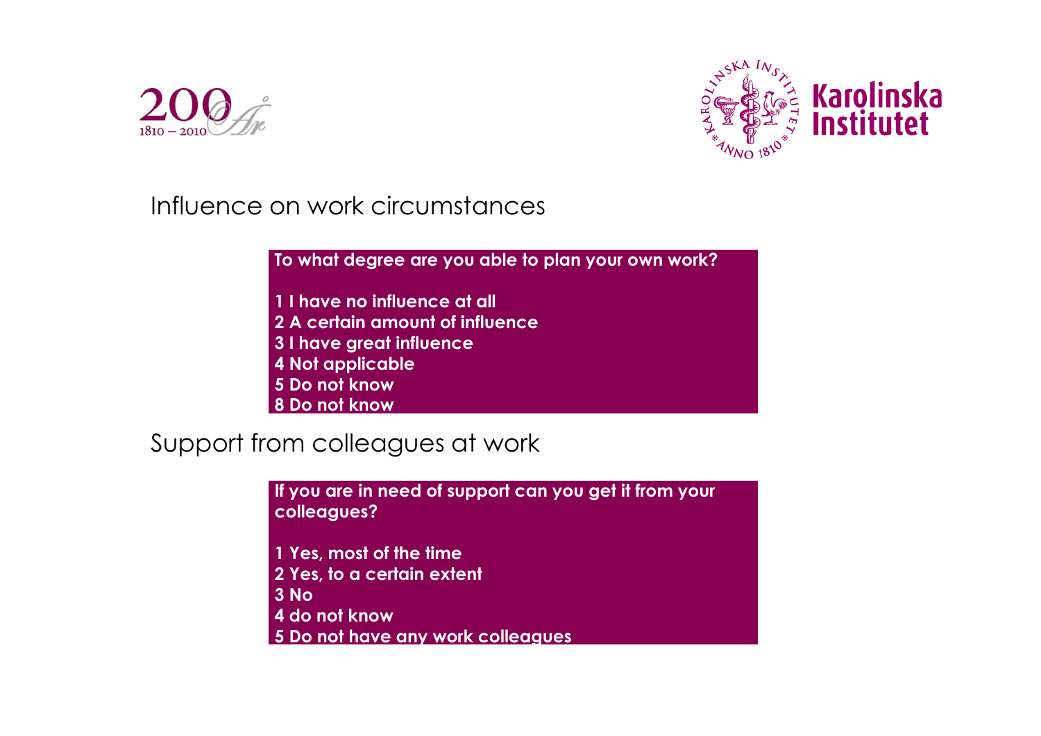## Influence on work circumstances

**To what degree are you able to plan your own work?**

**1 I have no influence at all**
**2 A certain amount of influence**
**3 I have great influence**
**4 Not applicable**
**5 Do not know**
**8 Do not know**

## Support from colleagues at work

**If you are in need of support can you get it from your colleagues?**

**1 Yes, most of the time**
**2 Yes, to a certain extent**
**3 No**
**4 do not know**
**5 Do not have any work colleagues**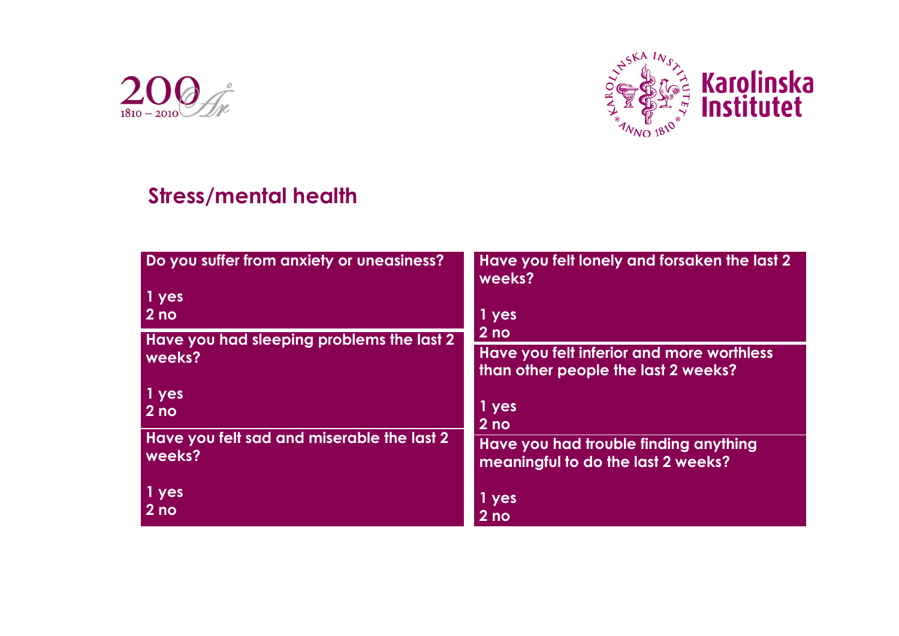## Stress/mental health

**Do you suffer from anxiety or uneasiness?**

1 yes
2 no

**Have you had sleeping problems the last 2 weeks?**

1 yes
2 no

**Have you felt sad and miserable the last 2 weeks?**

1 yes
2 no

**Have you felt lonely and forsaken the last 2 weeks?**

1 yes
2 no

**Have you felt inferior and more worthless than other people the last 2 weeks?**

1 yes
2 no

**Have you had trouble finding anything meaningful to do the last 2 weeks?**

1 yes
2 no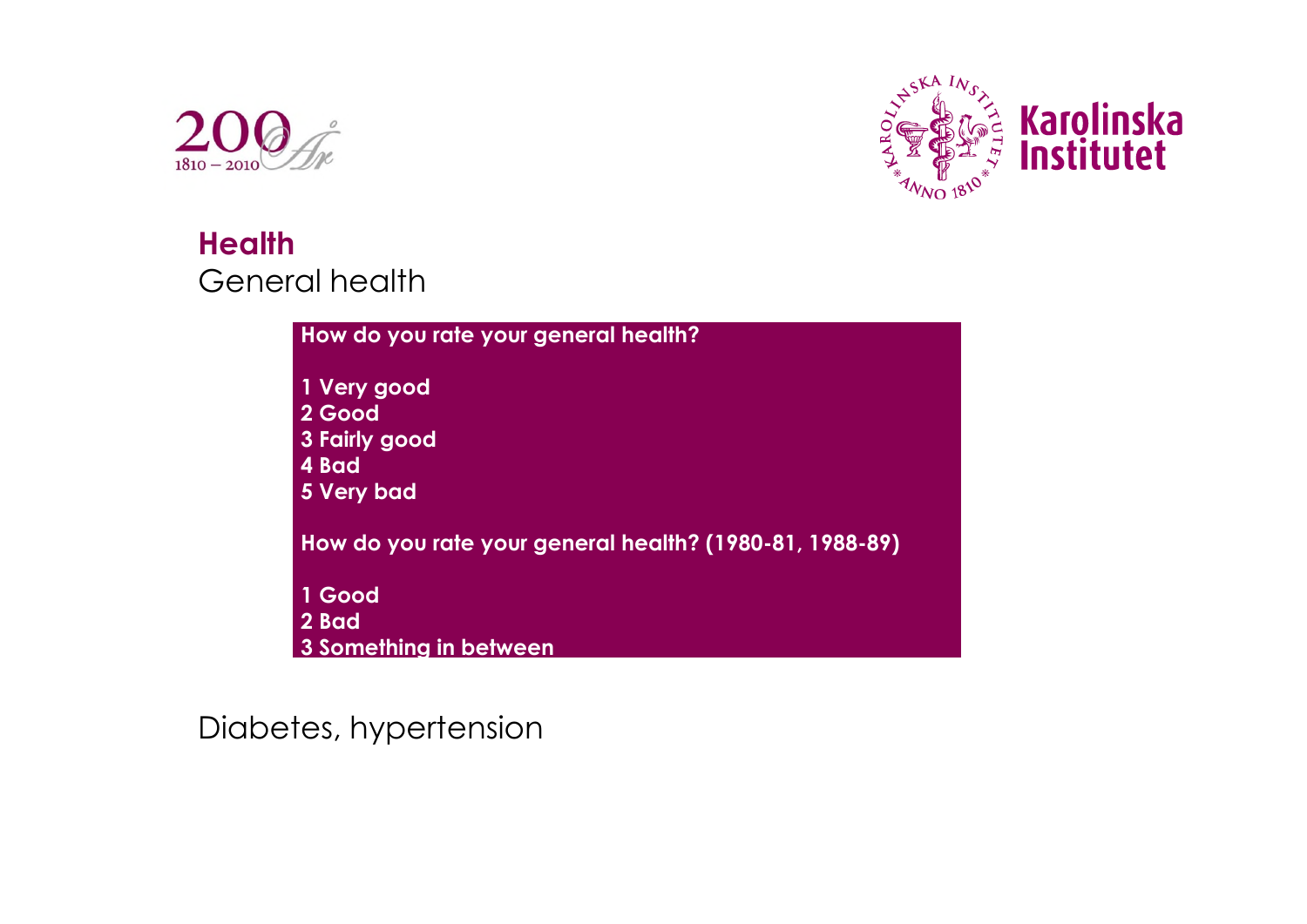## Health

General health

**How do you rate your general health?**

**1 Very good**
**2 Good**
**3 Fairly good**
**4 Bad**
**5 Very bad**

**How do you rate your general health? (1980-81, 1988-89)**

**1 Good**
**2 Bad**
**3 Something in between**

Diabetes, hypertension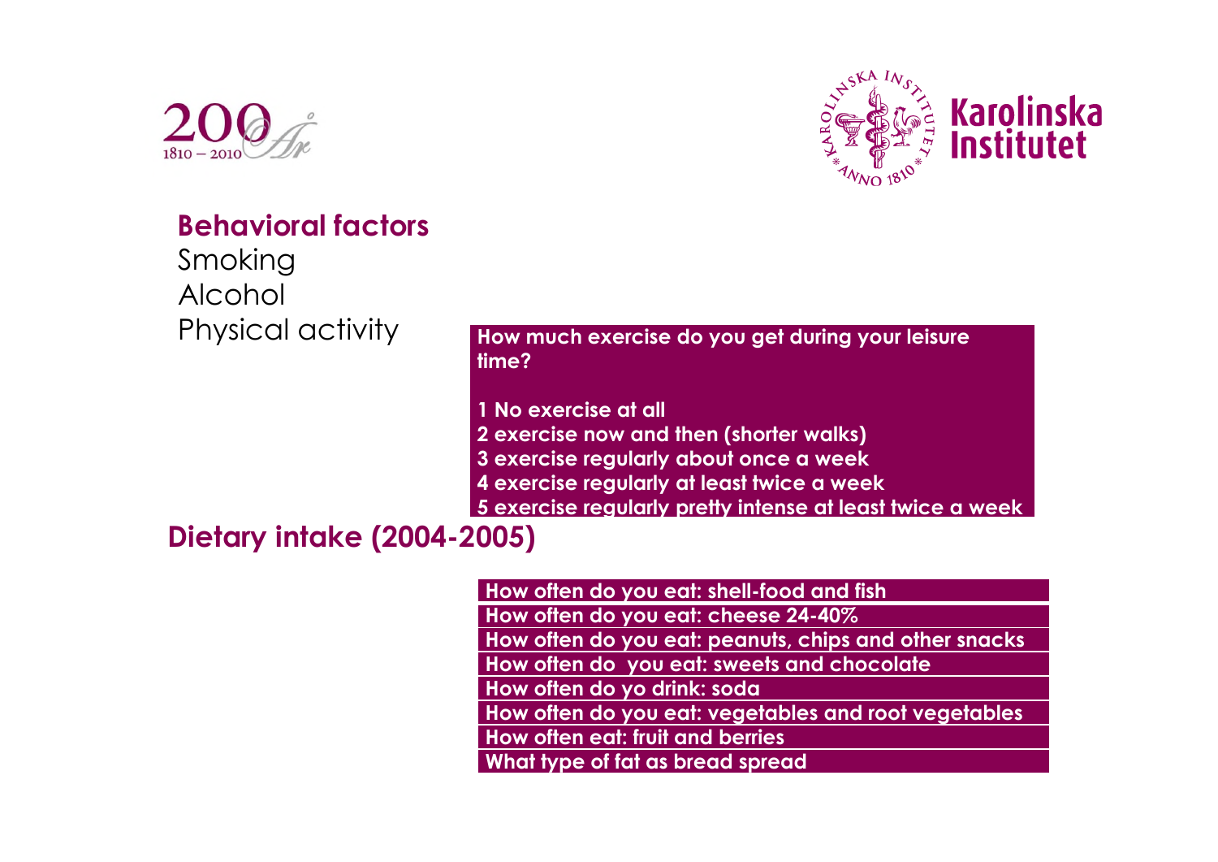## Behavioral factors

Smoking
Alcohol
Physical activity

**How much exercise do you get during your leisure time?**

**1 No exercise at all**
**2 exercise now and then (shorter walks)**
**3 exercise regularly about once a week**
**4 exercise regularly at least twice a week**
**5 exercise regularly pretty intense at least twice a week**

## Dietary intake (2004-2005)

**How often do you eat: shell-food and fish**
**How often do you eat: cheese 24-40%**
**How often do you eat: peanuts, chips and other snacks**
**How often do  you eat: sweets and chocolate**
**How often do yo drink: soda**
**How often do you eat: vegetables and root vegetables**
**How often eat: fruit and berries**
**What type of fat as bread spread**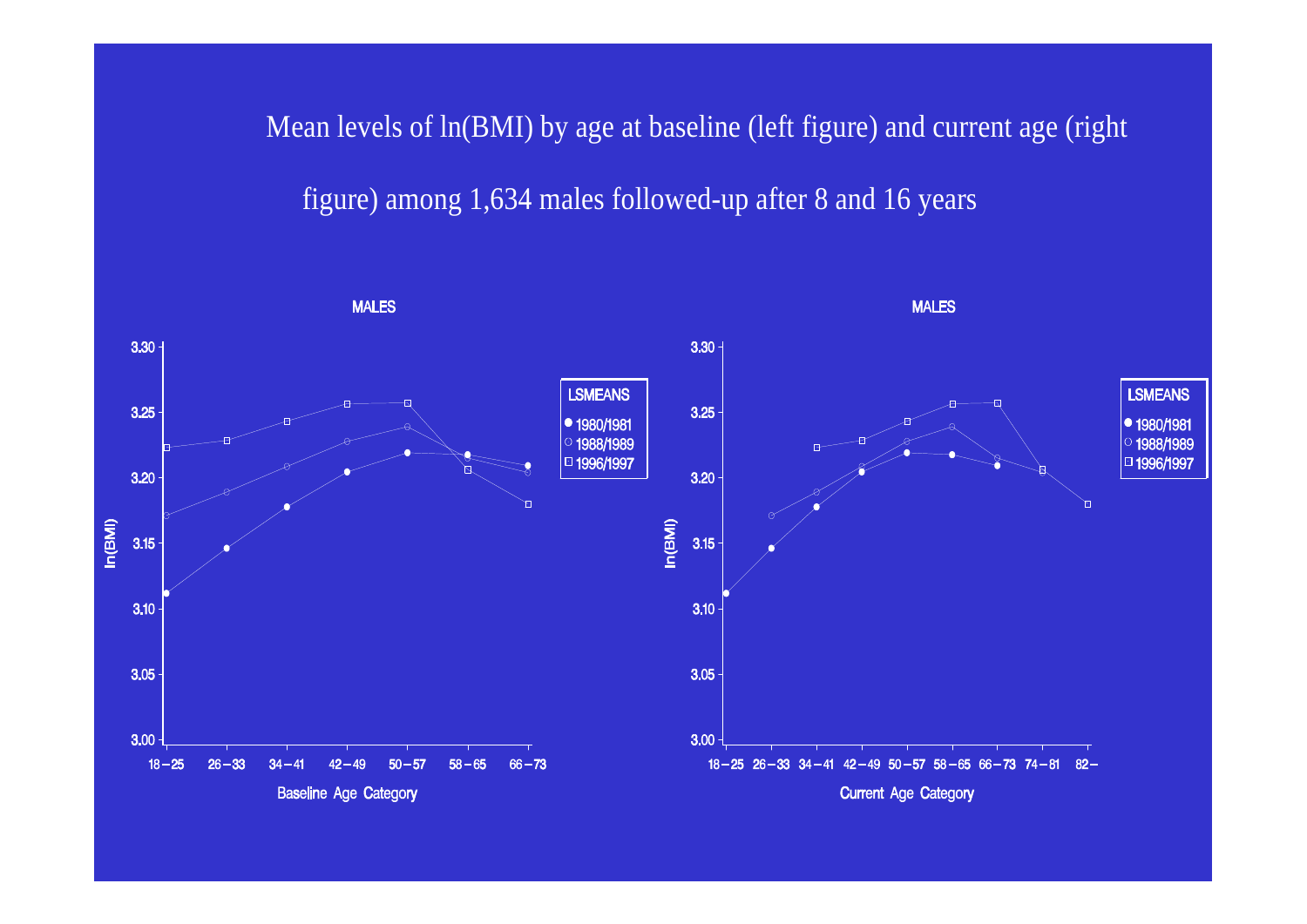Mean levels of ln(BMI) by age at baseline (left figure) and current age (right figure) among 1,634 males followed-up after 8 and 16 years

MALES

3.30
3.25
3.20
3.15
3.10
3.05
3.00

ln(BMI)

18 – 25
26 – 33
34 – 41
42 – 49
50 – 57
58 – 65
66 – 73

Baseline Age Category

LSMEANS
1980/1981
1988/1989
1996/1997

MALES

3.30
3.25
3.20
3.15
3.10
3.05
3.00

ln(BMI)

18 – 25
26 – 33
34 – 41
42 – 49
50 – 57
58 – 65
66 – 73
74 – 81
82 –

Current Age Category

LSMEANS
1980/1981
1988/1989
1996/1997